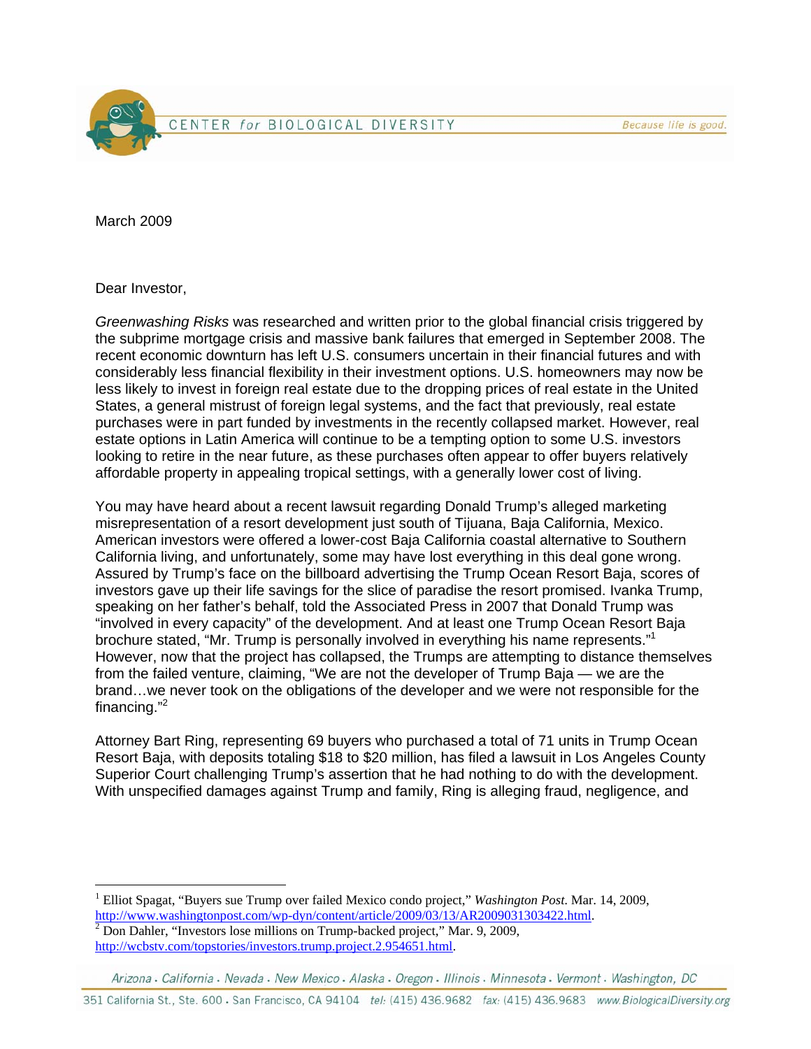March 2009

Dear Investor,

*Greenwashing Risks* was researched and written prior to the global financial crisis triggered by the subprime mortgage crisis and massive bank failures that emerged in September 2008. The recent economic downturn has left U.S. consumers uncertain in their financial futures and with considerably less financial flexibility in their investment options. U.S. homeowners may now be less likely to invest in foreign real estate due to the dropping prices of real estate in the United States, a general mistrust of foreign legal systems, and the fact that previously, real estate purchases were in part funded by investments in the recently collapsed market. However, real estate options in Latin America will continue to be a tempting option to some U.S. investors looking to retire in the near future, as these purchases often appear to offer buyers relatively affordable property in appealing tropical settings, with a generally lower cost of living.

You may have heard about a recent lawsuit regarding Donald Trump's alleged marketing misrepresentation of a resort development just south of Tijuana, Baja California, Mexico. American investors were offered a lower-cost Baja California coastal alternative to Southern California living, and unfortunately, some may have lost everything in this deal gone wrong. Assured by Trump's face on the billboard advertising the Trump Ocean Resort Baja, scores of investors gave up their life savings for the slice of paradise the resort promised. Ivanka Trump, speaking on her father's behalf, told the Associated Press in 2007 that Donald Trump was "involved in every capacity" of the development. And at least one Trump Ocean Resort Baja brochure stated, "Mr. Trump is personally involved in everything his name represents."[1] However, now that the project has collapsed, the Trumps are attempting to distance themselves from the failed venture, claiming, "We are not the developer of Trump Baja — we are the brand…we never took on the obligations of the developer and we were not responsible for the financing."[2]

Attorney Bart Ring, representing 69 buyers who purchased a total of 71 units in Trump Ocean Resort Baja, with deposits totaling $18 to $20 million, has filed a lawsuit in Los Angeles County Superior Court challenging Trump's assertion that he had nothing to do with the development. With unspecified damages against Trump and family, Ring is alleging fraud, negligence, and

---

[1] Elliot Spagat, "Buyers sue Trump over failed Mexico condo project," *Washington Post*. Mar. 14, 2009, http://www.washingtonpost.com/wp-dyn/content/article/2009/03/13/AR2009031303422.html.

[2] Don Dahler, "Investors lose millions on Trump-backed project," Mar. 9, 2009, http://wcbstv.com/topstories/investors.trump.project.2.954651.html.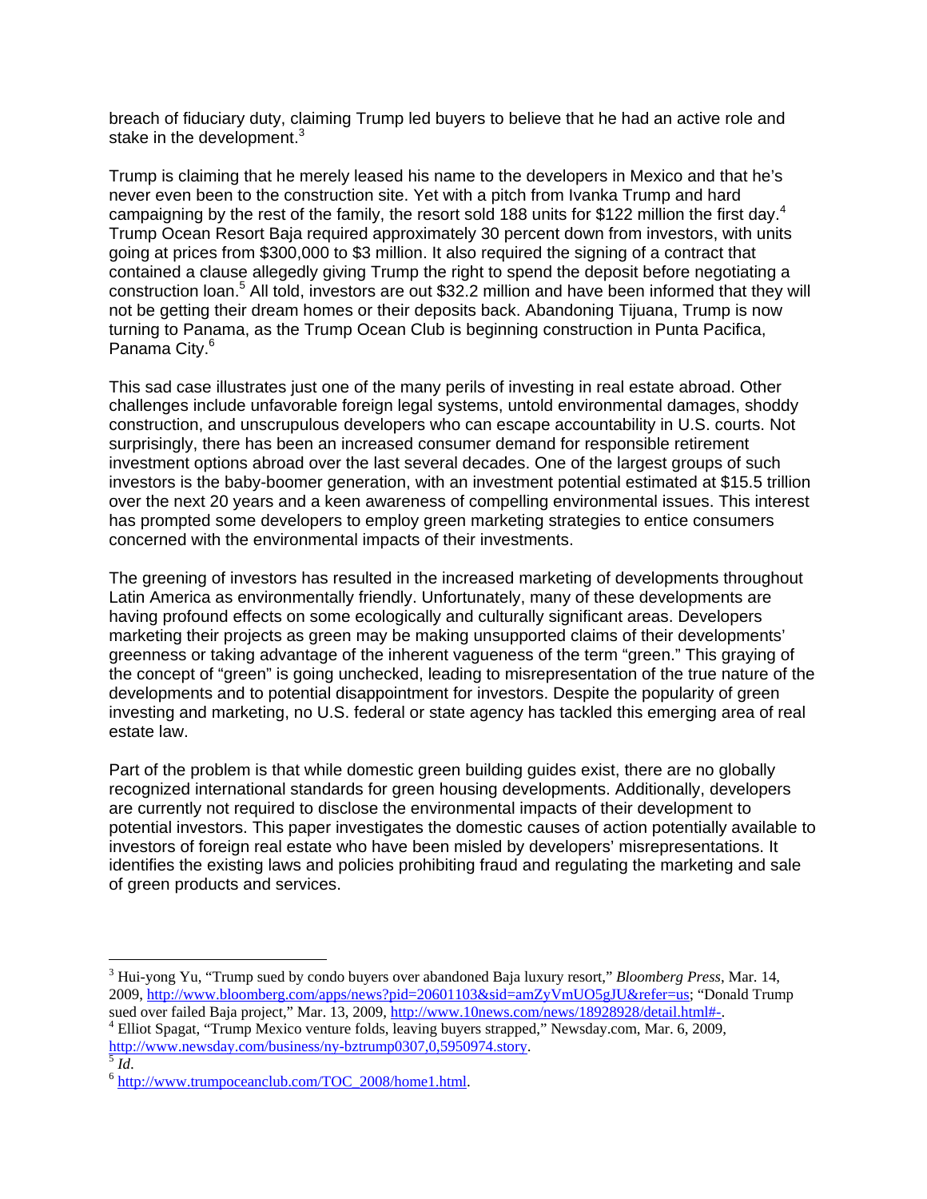breach of fiduciary duty, claiming Trump led buyers to believe that he had an active role and stake in the development.[3]

Trump is claiming that he merely leased his name to the developers in Mexico and that he's never even been to the construction site. Yet with a pitch from Ivanka Trump and hard campaigning by the rest of the family, the resort sold 188 units for $122 million the first day.[4] Trump Ocean Resort Baja required approximately 30 percent down from investors, with units going at prices from $300,000 to $3 million. It also required the signing of a contract that contained a clause allegedly giving Trump the right to spend the deposit before negotiating a construction loan.[5] All told, investors are out $32.2 million and have been informed that they will not be getting their dream homes or their deposits back. Abandoning Tijuana, Trump is now turning to Panama, as the Trump Ocean Club is beginning construction in Punta Pacifica, Panama City.[6]

This sad case illustrates just one of the many perils of investing in real estate abroad. Other challenges include unfavorable foreign legal systems, untold environmental damages, shoddy construction, and unscrupulous developers who can escape accountability in U.S. courts. Not surprisingly, there has been an increased consumer demand for responsible retirement investment options abroad over the last several decades. One of the largest groups of such investors is the baby-boomer generation, with an investment potential estimated at $15.5 trillion over the next 20 years and a keen awareness of compelling environmental issues. This interest has prompted some developers to employ green marketing strategies to entice consumers concerned with the environmental impacts of their investments.

The greening of investors has resulted in the increased marketing of developments throughout Latin America as environmentally friendly. Unfortunately, many of these developments are having profound effects on some ecologically and culturally significant areas. Developers marketing their projects as green may be making unsupported claims of their developments' greenness or taking advantage of the inherent vagueness of the term "green." This graying of the concept of "green" is going unchecked, leading to misrepresentation of the true nature of the developments and to potential disappointment for investors. Despite the popularity of green investing and marketing, no U.S. federal or state agency has tackled this emerging area of real estate law.

Part of the problem is that while domestic green building guides exist, there are no globally recognized international standards for green housing developments. Additionally, developers are currently not required to disclose the environmental impacts of their development to potential investors. This paper investigates the domestic causes of action potentially available to investors of foreign real estate who have been misled by developers' misrepresentations. It identifies the existing laws and policies prohibiting fraud and regulating the marketing and sale of green products and services.

---

[3] Hui-yong Yu, "Trump sued by condo buyers over abandoned Baja luxury resort," *Bloomberg Press*, Mar. 14, 2009, http://www.bloomberg.com/apps/news?pid=20601103&sid=amZyVmUO5gJU&refer=us; "Donald Trump sued over failed Baja project," Mar. 13, 2009, http://www.10news.com/news/18928928/detail.html#-.

[4] Elliot Spagat, "Trump Mexico venture folds, leaving buyers strapped," Newsday.com, Mar. 6, 2009, http://www.newsday.com/business/ny-bztrump0307,0,5950974.story.

[5] *Id*.

[6] http://www.trumpoceanclub.com/TOC_2008/home1.html.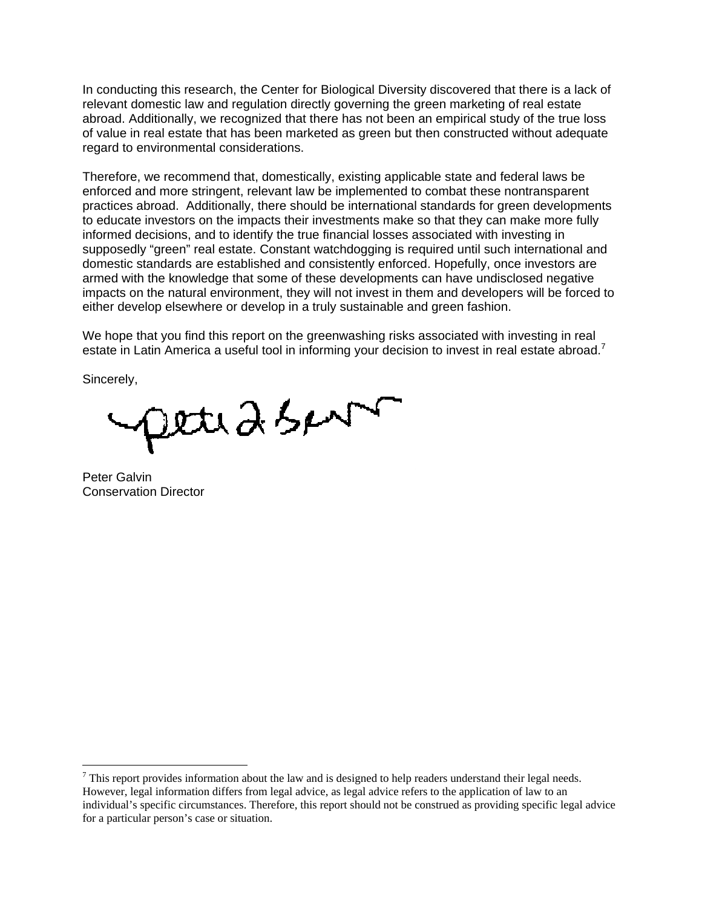In conducting this research, the Center for Biological Diversity discovered that there is a lack of relevant domestic law and regulation directly governing the green marketing of real estate abroad. Additionally, we recognized that there has not been an empirical study of the true loss of value in real estate that has been marketed as green but then constructed without adequate regard to environmental considerations.

Therefore, we recommend that, domestically, existing applicable state and federal laws be enforced and more stringent, relevant law be implemented to combat these nontransparent practices abroad. Additionally, there should be international standards for green developments to educate investors on the impacts their investments make so that they can make more fully informed decisions, and to identify the true financial losses associated with investing in supposedly "green" real estate. Constant watchdogging is required until such international and domestic standards are established and consistently enforced. Hopefully, once investors are armed with the knowledge that some of these developments can have undisclosed negative impacts on the natural environment, they will not invest in them and developers will be forced to either develop elsewhere or develop in a truly sustainable and green fashion.

We hope that you find this report on the greenwashing risks associated with investing in real estate in Latin America a useful tool in informing your decision to invest in real estate abroad.[7]

Sincerely,

Peter Galvin
Conservation Director

[7] This report provides information about the law and is designed to help readers understand their legal needs. However, legal information differs from legal advice, as legal advice refers to the application of law to an individual's specific circumstances. Therefore, this report should not be construed as providing specific legal advice for a particular person's case or situation.